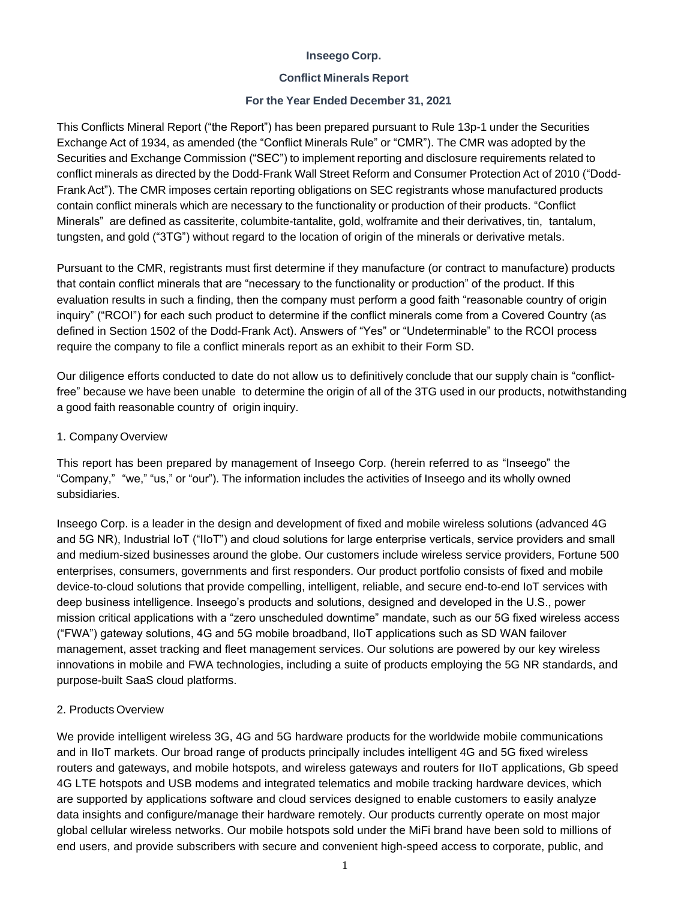**Inseego Corp.**

**Conflict Minerals Report**

**For the Year Ended December 31, 2021**

This Conflicts Mineral Report ("the Report") has been prepared pursuant to Rule 13p-1 under the Securities Exchange Act of 1934, as amended (the "Conflict Minerals Rule" or "CMR"). The CMR was adopted by the Securities and Exchange Commission ("SEC") to implement reporting and disclosure requirements related to conflict minerals as directed by the Dodd-Frank Wall Street Reform and Consumer Protection Act of 2010 ("Dodd-Frank Act"). The CMR imposes certain reporting obligations on SEC registrants whose manufactured products contain conflict minerals which are necessary to the functionality or production of their products. "Conflict Minerals" are defined as cassiterite, columbite-tantalite, gold, wolframite and their derivatives, tin, tantalum, tungsten, and gold ("3TG") without regard to the location of origin of the minerals or derivative metals.

Pursuant to the CMR, registrants must first determine if they manufacture (or contract to manufacture) products that contain conflict minerals that are "necessary to the functionality or production" of the product. If this evaluation results in such a finding, then the company must perform a good faith "reasonable country of origin inquiry" ("RCOI") for each such product to determine if the conflict minerals come from a Covered Country (as defined in Section 1502 of the Dodd-Frank Act). Answers of "Yes" or "Undeterminable" to the RCOI process require the company to file a conflict minerals report as an exhibit to their Form SD.

Our diligence efforts conducted to date do not allow us to definitively conclude that our supply chain is "conflict-free" because we have been unable to determine the origin of all of the 3TG used in our products, notwithstanding a good faith reasonable country of origin inquiry.

1. Company Overview

This report has been prepared by management of Inseego Corp. (herein referred to as "Inseego" the "Company," "we," "us," or "our"). The information includes the activities of Inseego and its wholly owned subsidiaries.

Inseego Corp. is a leader in the design and development of fixed and mobile wireless solutions (advanced 4G and 5G NR), Industrial IoT ("IIoT") and cloud solutions for large enterprise verticals, service providers and small and medium-sized businesses around the globe. Our customers include wireless service providers, Fortune 500 enterprises, consumers, governments and first responders. Our product portfolio consists of fixed and mobile device-to-cloud solutions that provide compelling, intelligent, reliable, and secure end-to-end IoT services with deep business intelligence. Inseego's products and solutions, designed and developed in the U.S., power mission critical applications with a "zero unscheduled downtime" mandate, such as our 5G fixed wireless access ("FWA") gateway solutions, 4G and 5G mobile broadband, IIoT applications such as SD WAN failover management, asset tracking and fleet management services. Our solutions are powered by our key wireless innovations in mobile and FWA technologies, including a suite of products employing the 5G NR standards, and purpose-built SaaS cloud platforms.

2. Products Overview

We provide intelligent wireless 3G, 4G and 5G hardware products for the worldwide mobile communications and in IIoT markets. Our broad range of products principally includes intelligent 4G and 5G fixed wireless routers and gateways, and mobile hotspots, and wireless gateways and routers for IIoT applications, Gb speed 4G LTE hotspots and USB modems and integrated telematics and mobile tracking hardware devices, which are supported by applications software and cloud services designed to enable customers to easily analyze data insights and configure/manage their hardware remotely. Our products currently operate on most major global cellular wireless networks. Our mobile hotspots sold under the MiFi brand have been sold to millions of end users, and provide subscribers with secure and convenient high-speed access to corporate, public, and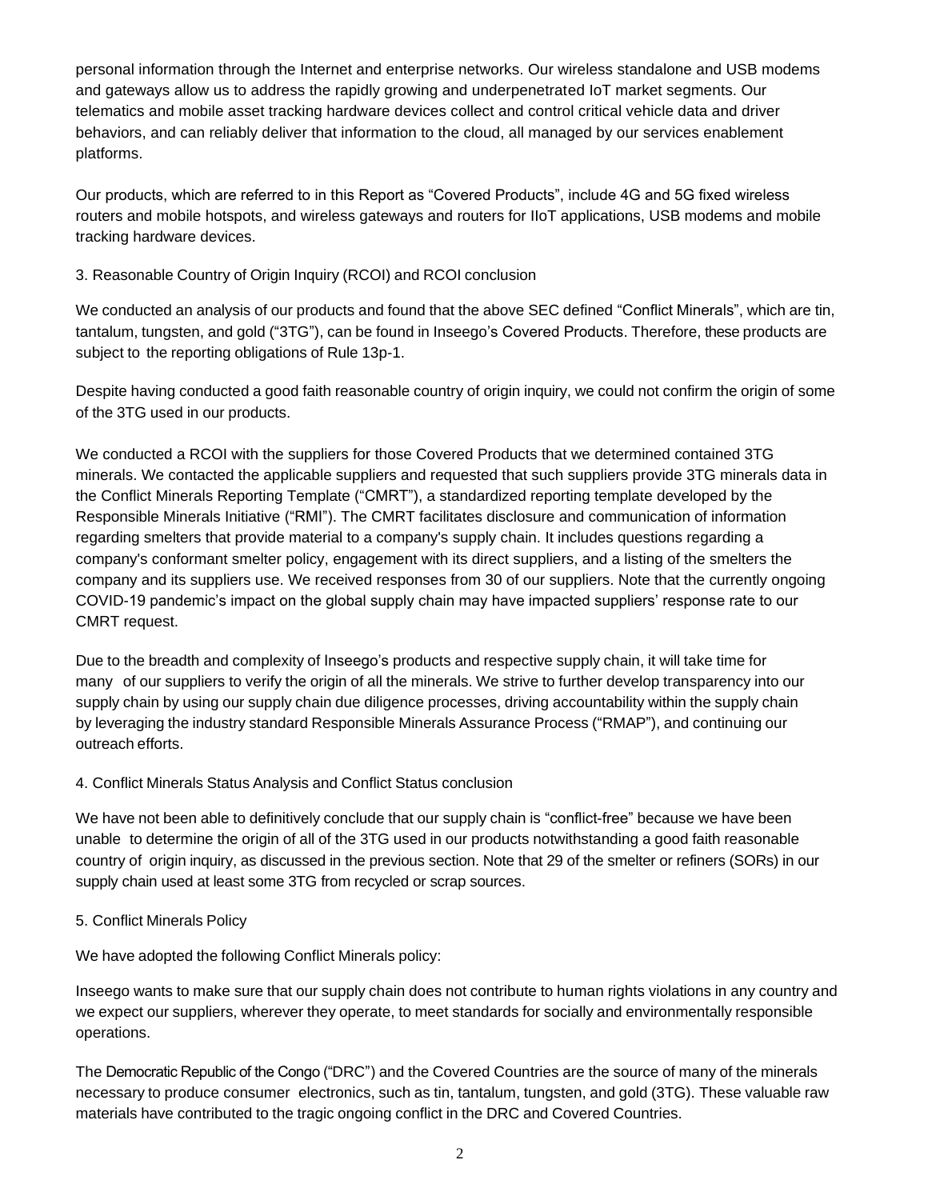personal information through the Internet and enterprise networks. Our wireless standalone and USB modems and gateways allow us to address the rapidly growing and underpenetrated IoT market segments. Our telematics and mobile asset tracking hardware devices collect and control critical vehicle data and driver behaviors, and can reliably deliver that information to the cloud, all managed by our services enablement platforms.

Our products, which are referred to in this Report as "Covered Products", include 4G and 5G fixed wireless routers and mobile hotspots, and wireless gateways and routers for IIoT applications, USB modems and mobile tracking hardware devices.

## 3. Reasonable Country of Origin Inquiry (RCOI) and RCOI conclusion

We conducted an analysis of our products and found that the above SEC defined "Conflict Minerals", which are tin, tantalum, tungsten, and gold ("3TG"), can be found in Inseego's Covered Products. Therefore, these products are subject to the reporting obligations of Rule 13p-1.

Despite having conducted a good faith reasonable country of origin inquiry, we could not confirm the origin of some of the 3TG used in our products.

We conducted a RCOI with the suppliers for those Covered Products that we determined contained 3TG minerals. We contacted the applicable suppliers and requested that such suppliers provide 3TG minerals data in the Conflict Minerals Reporting Template ("CMRT"), a standardized reporting template developed by the Responsible Minerals Initiative ("RMI"). The CMRT facilitates disclosure and communication of information regarding smelters that provide material to a company's supply chain. It includes questions regarding a company's conformant smelter policy, engagement with its direct suppliers, and a listing of the smelters the company and its suppliers use. We received responses from 30 of our suppliers. Note that the currently ongoing COVID-19 pandemic's impact on the global supply chain may have impacted suppliers' response rate to our CMRT request.

Due to the breadth and complexity of Inseego's products and respective supply chain, it will take time for many of our suppliers to verify the origin of all the minerals. We strive to further develop transparency into our supply chain by using our supply chain due diligence processes, driving accountability within the supply chain by leveraging the industry standard Responsible Minerals Assurance Process ("RMAP"), and continuing our outreach efforts.

## 4. Conflict Minerals Status Analysis and Conflict Status conclusion

We have not been able to definitively conclude that our supply chain is "conflict-free" because we have been unable to determine the origin of all of the 3TG used in our products notwithstanding a good faith reasonable country of origin inquiry, as discussed in the previous section. Note that 29 of the smelter or refiners (SORs) in our supply chain used at least some 3TG from recycled or scrap sources.

## 5. Conflict Minerals Policy

We have adopted the following Conflict Minerals policy:

Inseego wants to make sure that our supply chain does not contribute to human rights violations in any country and we expect our suppliers, wherever they operate, to meet standards for socially and environmentally responsible operations.

The Democratic Republic of the Congo ("DRC") and the Covered Countries are the source of many of the minerals necessary to produce consumer electronics, such as tin, tantalum, tungsten, and gold (3TG). These valuable raw materials have contributed to the tragic ongoing conflict in the DRC and Covered Countries.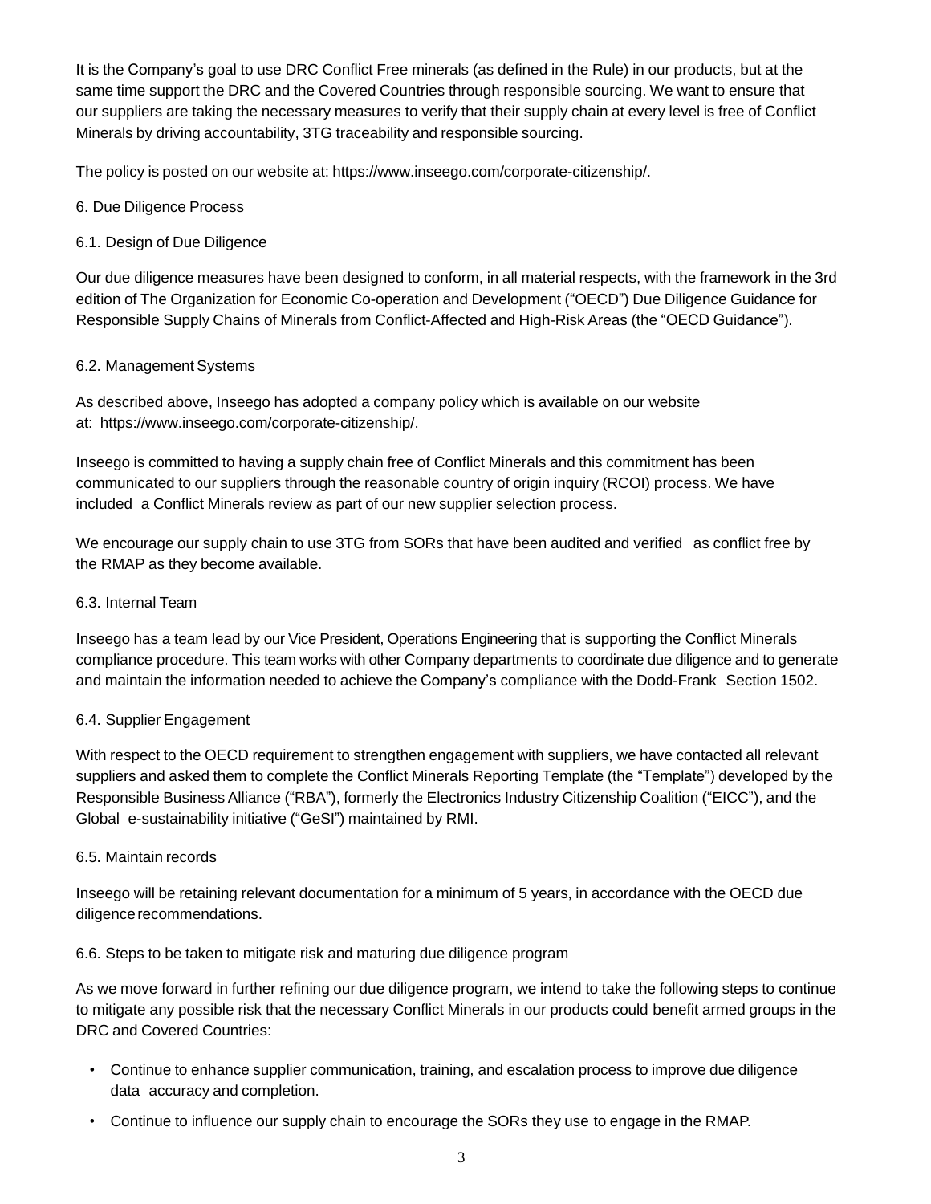It is the Company's goal to use DRC Conflict Free minerals (as defined in the Rule) in our products, but at the same time support the DRC and the Covered Countries through responsible sourcing. We want to ensure that our suppliers are taking the necessary measures to verify that their supply chain at every level is free of Conflict Minerals by driving accountability, 3TG traceability and responsible sourcing.

The policy is posted on our website at: https://www.inseego.com/corporate-citizenship/.

## 6. Due Diligence Process

### 6.1. Design of Due Diligence

Our due diligence measures have been designed to conform, in all material respects, with the framework in the 3rd edition of The Organization for Economic Co-operation and Development ("OECD") Due Diligence Guidance for Responsible Supply Chains of Minerals from Conflict-Affected and High-Risk Areas (the "OECD Guidance").

### 6.2. Management Systems

As described above, Inseego has adopted a company policy which is available on our website at: https://www.inseego.com/corporate-citizenship/.

Inseego is committed to having a supply chain free of Conflict Minerals and this commitment has been communicated to our suppliers through the reasonable country of origin inquiry (RCOI) process. We have included a Conflict Minerals review as part of our new supplier selection process.

We encourage our supply chain to use 3TG from SORs that have been audited and verified as conflict free by the RMAP as they become available.

### 6.3. Internal Team

Inseego has a team lead by our Vice President, Operations Engineering that is supporting the Conflict Minerals compliance procedure. This team works with other Company departments to coordinate due diligence and to generate and maintain the information needed to achieve the Company's compliance with the Dodd-Frank Section 1502.

### 6.4. Supplier Engagement

With respect to the OECD requirement to strengthen engagement with suppliers, we have contacted all relevant suppliers and asked them to complete the Conflict Minerals Reporting Template (the "Template") developed by the Responsible Business Alliance ("RBA"), formerly the Electronics Industry Citizenship Coalition ("EICC"), and the Global e-sustainability initiative ("GeSI") maintained by RMI.

### 6.5. Maintain records

Inseego will be retaining relevant documentation for a minimum of 5 years, in accordance with the OECD due diligence recommendations.

### 6.6. Steps to be taken to mitigate risk and maturing due diligence program

As we move forward in further refining our due diligence program, we intend to take the following steps to continue to mitigate any possible risk that the necessary Conflict Minerals in our products could benefit armed groups in the DRC and Covered Countries:

- Continue to enhance supplier communication, training, and escalation process to improve due diligence data accuracy and completion.
- Continue to influence our supply chain to encourage the SORs they use to engage in the RMAP.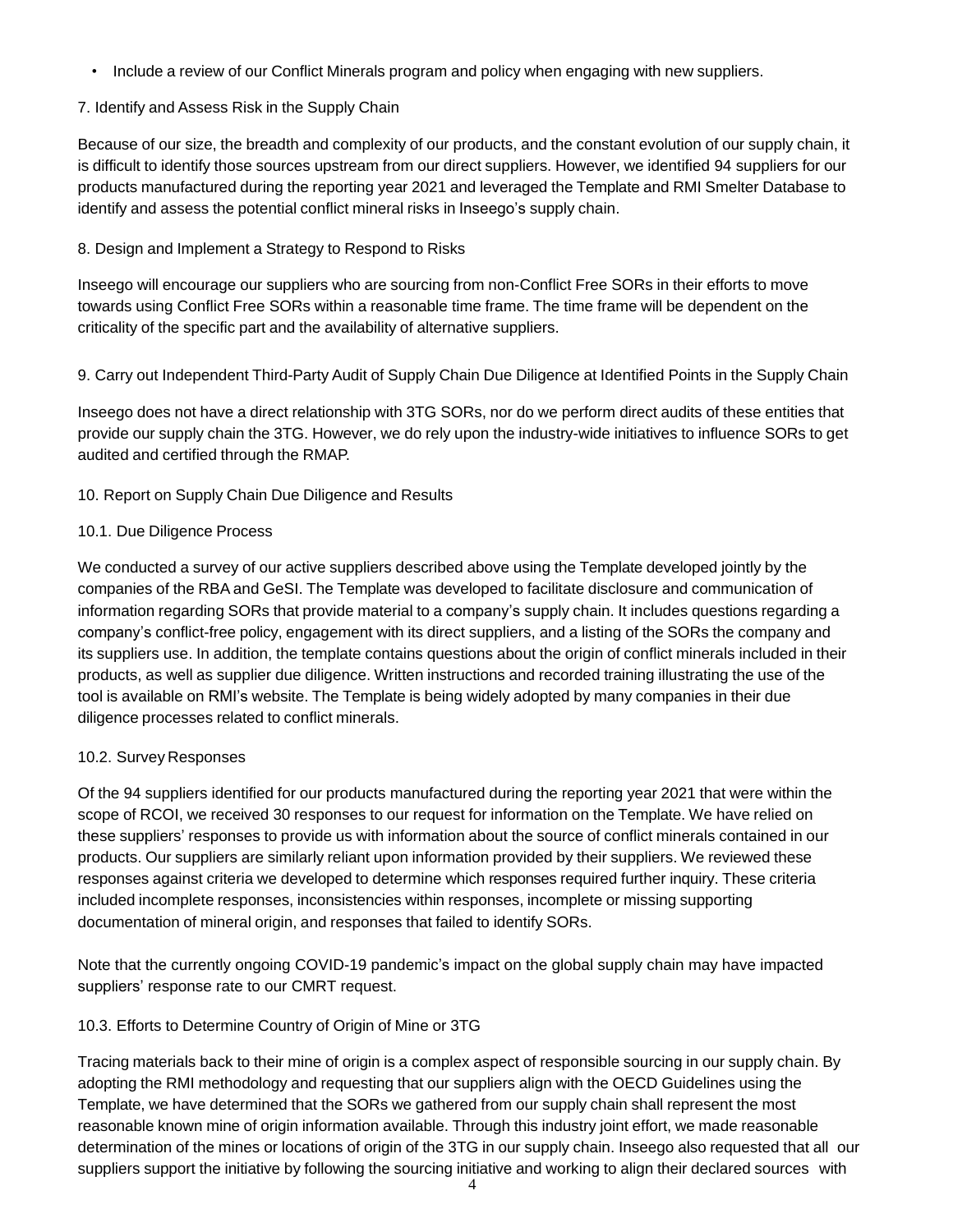- Include a review of our Conflict Minerals program and policy when engaging with new suppliers.

7. Identify and Assess Risk in the Supply Chain

Because of our size, the breadth and complexity of our products, and the constant evolution of our supply chain, it is difficult to identify those sources upstream from our direct suppliers. However, we identified 94 suppliers for our products manufactured during the reporting year 2021 and leveraged the Template and RMI Smelter Database to identify and assess the potential conflict mineral risks in Inseego's supply chain.

8. Design and Implement a Strategy to Respond to Risks

Inseego will encourage our suppliers who are sourcing from non-Conflict Free SORs in their efforts to move towards using Conflict Free SORs within a reasonable time frame. The time frame will be dependent on the criticality of the specific part and the availability of alternative suppliers.

9. Carry out Independent Third-Party Audit of Supply Chain Due Diligence at Identified Points in the Supply Chain

Inseego does not have a direct relationship with 3TG SORs, nor do we perform direct audits of these entities that provide our supply chain the 3TG. However, we do rely upon the industry-wide initiatives to influence SORs to get audited and certified through the RMAP.

10. Report on Supply Chain Due Diligence and Results

10.1. Due Diligence Process

We conducted a survey of our active suppliers described above using the Template developed jointly by the companies of the RBA and GeSI. The Template was developed to facilitate disclosure and communication of information regarding SORs that provide material to a company's supply chain. It includes questions regarding a company's conflict-free policy, engagement with its direct suppliers, and a listing of the SORs the company and its suppliers use. In addition, the template contains questions about the origin of conflict minerals included in their products, as well as supplier due diligence. Written instructions and recorded training illustrating the use of the tool is available on RMI's website. The Template is being widely adopted by many companies in their due diligence processes related to conflict minerals.

10.2. Survey Responses

Of the 94 suppliers identified for our products manufactured during the reporting year 2021 that were within the scope of RCOI, we received 30 responses to our request for information on the Template. We have relied on these suppliers' responses to provide us with information about the source of conflict minerals contained in our products. Our suppliers are similarly reliant upon information provided by their suppliers. We reviewed these responses against criteria we developed to determine which responses required further inquiry. These criteria included incomplete responses, inconsistencies within responses, incomplete or missing supporting documentation of mineral origin, and responses that failed to identify SORs.

Note that the currently ongoing COVID-19 pandemic's impact on the global supply chain may have impacted suppliers' response rate to our CMRT request.

10.3. Efforts to Determine Country of Origin of Mine or 3TG

Tracing materials back to their mine of origin is a complex aspect of responsible sourcing in our supply chain. By adopting the RMI methodology and requesting that our suppliers align with the OECD Guidelines using the Template, we have determined that the SORs we gathered from our supply chain shall represent the most reasonable known mine of origin information available. Through this industry joint effort, we made reasonable determination of the mines or locations of origin of the 3TG in our supply chain. Inseego also requested that all our suppliers support the initiative by following the sourcing initiative and working to align their declared sources with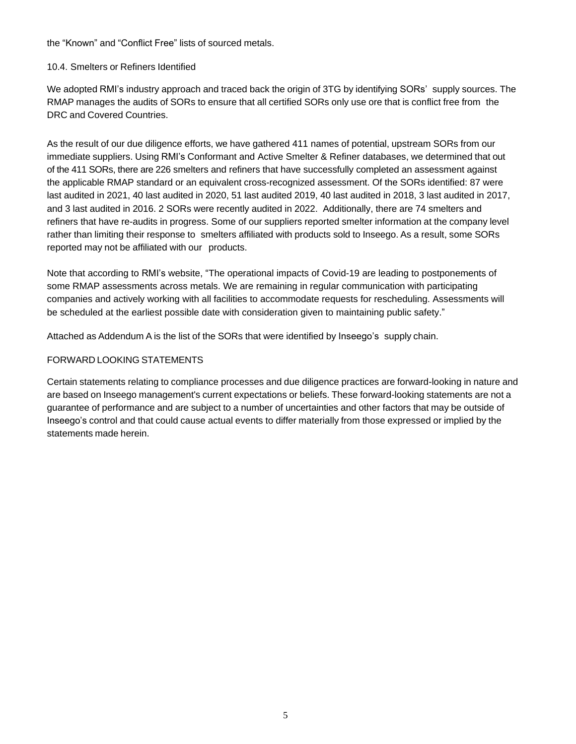the "Known" and "Conflict Free" lists of sourced metals.

### 10.4. Smelters or Refiners Identified

We adopted RMI's industry approach and traced back the origin of 3TG by identifying SORs' supply sources. The RMAP manages the audits of SORs to ensure that all certified SORs only use ore that is conflict free from the DRC and Covered Countries.

As the result of our due diligence efforts, we have gathered 411 names of potential, upstream SORs from our immediate suppliers. Using RMI's Conformant and Active Smelter & Refiner databases, we determined that out of the 411 SORs, there are 226 smelters and refiners that have successfully completed an assessment against the applicable RMAP standard or an equivalent cross-recognized assessment. Of the SORs identified: 87 were last audited in 2021, 40 last audited in 2020, 51 last audited 2019, 40 last audited in 2018, 3 last audited in 2017, and 3 last audited in 2016. 2 SORs were recently audited in 2022. Additionally, there are 74 smelters and refiners that have re-audits in progress. Some of our suppliers reported smelter information at the company level rather than limiting their response to smelters affiliated with products sold to Inseego. As a result, some SORs reported may not be affiliated with our products.

Note that according to RMI's website, "The operational impacts of Covid-19 are leading to postponements of some RMAP assessments across metals. We are remaining in regular communication with participating companies and actively working with all facilities to accommodate requests for rescheduling. Assessments will be scheduled at the earliest possible date with consideration given to maintaining public safety."

Attached as Addendum A is the list of the SORs that were identified by Inseego's supply chain.

## FORWARD LOOKING STATEMENTS

Certain statements relating to compliance processes and due diligence practices are forward-looking in nature and are based on Inseego management's current expectations or beliefs. These forward-looking statements are not a guarantee of performance and are subject to a number of uncertainties and other factors that may be outside of Inseego's control and that could cause actual events to differ materially from those expressed or implied by the statements made herein.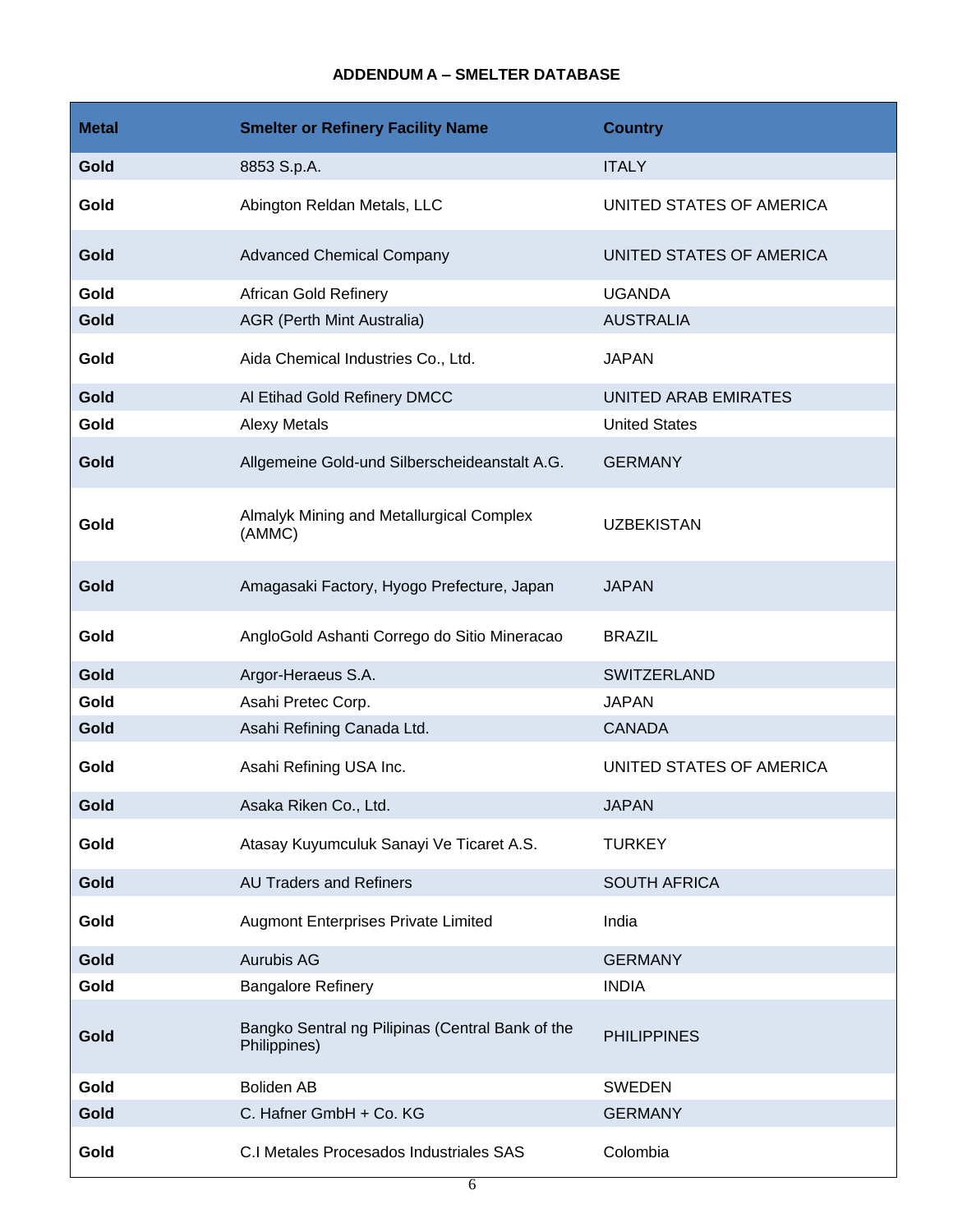**ADDENDUM A – SMELTER DATABASE**

| Metal | Smelter or Refinery Facility Name | Country |
|---|---|---|
| **Gold** | 8853 S.p.A. | ITALY |
| **Gold** | Abington Reldan Metals, LLC | UNITED STATES OF AMERICA |
| **Gold** | Advanced Chemical Company | UNITED STATES OF AMERICA |
| **Gold** | African Gold Refinery | UGANDA |
| **Gold** | AGR (Perth Mint Australia) | AUSTRALIA |
| **Gold** | Aida Chemical Industries Co., Ltd. | JAPAN |
| **Gold** | Al Etihad Gold Refinery DMCC | UNITED ARAB EMIRATES |
| **Gold** | Alexy Metals | United States |
| **Gold** | Allgemeine Gold-und Silberscheideanstalt A.G. | GERMANY |
| **Gold** | Almalyk Mining and Metallurgical Complex (AMMC) | UZBEKISTAN |
| **Gold** | Amagasaki Factory, Hyogo Prefecture, Japan | JAPAN |
| **Gold** | AngloGold Ashanti Corrego do Sitio Mineracao | BRAZIL |
| **Gold** | Argor-Heraeus S.A. | SWITZERLAND |
| **Gold** | Asahi Pretec Corp. | JAPAN |
| **Gold** | Asahi Refining Canada Ltd. | CANADA |
| **Gold** | Asahi Refining USA Inc. | UNITED STATES OF AMERICA |
| **Gold** | Asaka Riken Co., Ltd. | JAPAN |
| **Gold** | Atasay Kuyumculuk Sanayi Ve Ticaret A.S. | TURKEY |
| **Gold** | AU Traders and Refiners | SOUTH AFRICA |
| **Gold** | Augmont Enterprises Private Limited | India |
| **Gold** | Aurubis AG | GERMANY |
| **Gold** | Bangalore Refinery | INDIA |
| **Gold** | Bangko Sentral ng Pilipinas (Central Bank of the Philippines) | PHILIPPINES |
| **Gold** | Boliden AB | SWEDEN |
| **Gold** | C. Hafner GmbH + Co. KG | GERMANY |
| **Gold** | C.I Metales Procesados Industriales SAS | Colombia |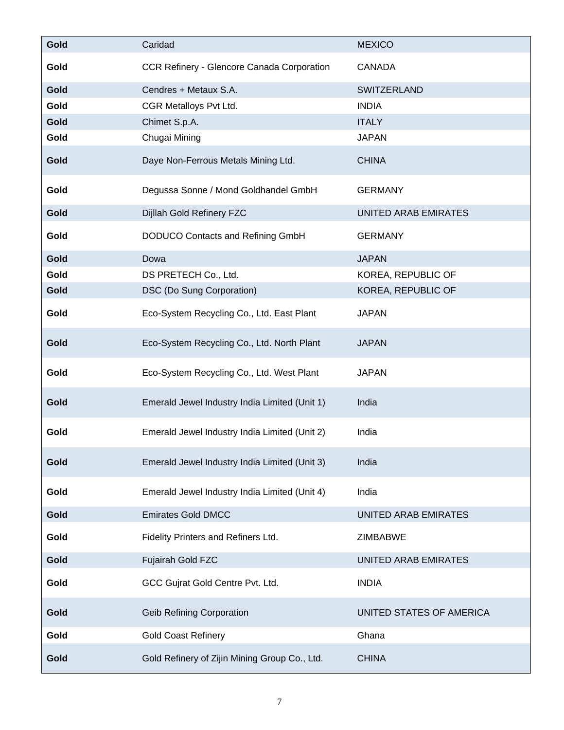| | | |
|---|---|---|
| **Gold** | Caridad | MEXICO |
| **Gold** | CCR Refinery - Glencore Canada Corporation | CANADA |
| **Gold** | Cendres + Metaux S.A. | SWITZERLAND |
| **Gold** | CGR Metalloys Pvt Ltd. | INDIA |
| **Gold** | Chimet S.p.A. | ITALY |
| **Gold** | Chugai Mining | JAPAN |
| **Gold** | Daye Non-Ferrous Metals Mining Ltd. | CHINA |
| **Gold** | Degussa Sonne / Mond Goldhandel GmbH | GERMANY |
| **Gold** | Dijllah Gold Refinery FZC | UNITED ARAB EMIRATES |
| **Gold** | DODUCO Contacts and Refining GmbH | GERMANY |
| **Gold** | Dowa | JAPAN |
| **Gold** | DS PRETECH Co., Ltd. | KOREA, REPUBLIC OF |
| **Gold** | DSC (Do Sung Corporation) | KOREA, REPUBLIC OF |
| **Gold** | Eco-System Recycling Co., Ltd. East Plant | JAPAN |
| **Gold** | Eco-System Recycling Co., Ltd. North Plant | JAPAN |
| **Gold** | Eco-System Recycling Co., Ltd. West Plant | JAPAN |
| **Gold** | Emerald Jewel Industry India Limited (Unit 1) | India |
| **Gold** | Emerald Jewel Industry India Limited (Unit 2) | India |
| **Gold** | Emerald Jewel Industry India Limited (Unit 3) | India |
| **Gold** | Emerald Jewel Industry India Limited (Unit 4) | India |
| **Gold** | Emirates Gold DMCC | UNITED ARAB EMIRATES |
| **Gold** | Fidelity Printers and Refiners Ltd. | ZIMBABWE |
| **Gold** | Fujairah Gold FZC | UNITED ARAB EMIRATES |
| **Gold** | GCC Gujrat Gold Centre Pvt. Ltd. | INDIA |
| **Gold** | Geib Refining Corporation | UNITED STATES OF AMERICA |
| **Gold** | Gold Coast Refinery | Ghana |
| **Gold** | Gold Refinery of Zijin Mining Group Co., Ltd. | CHINA |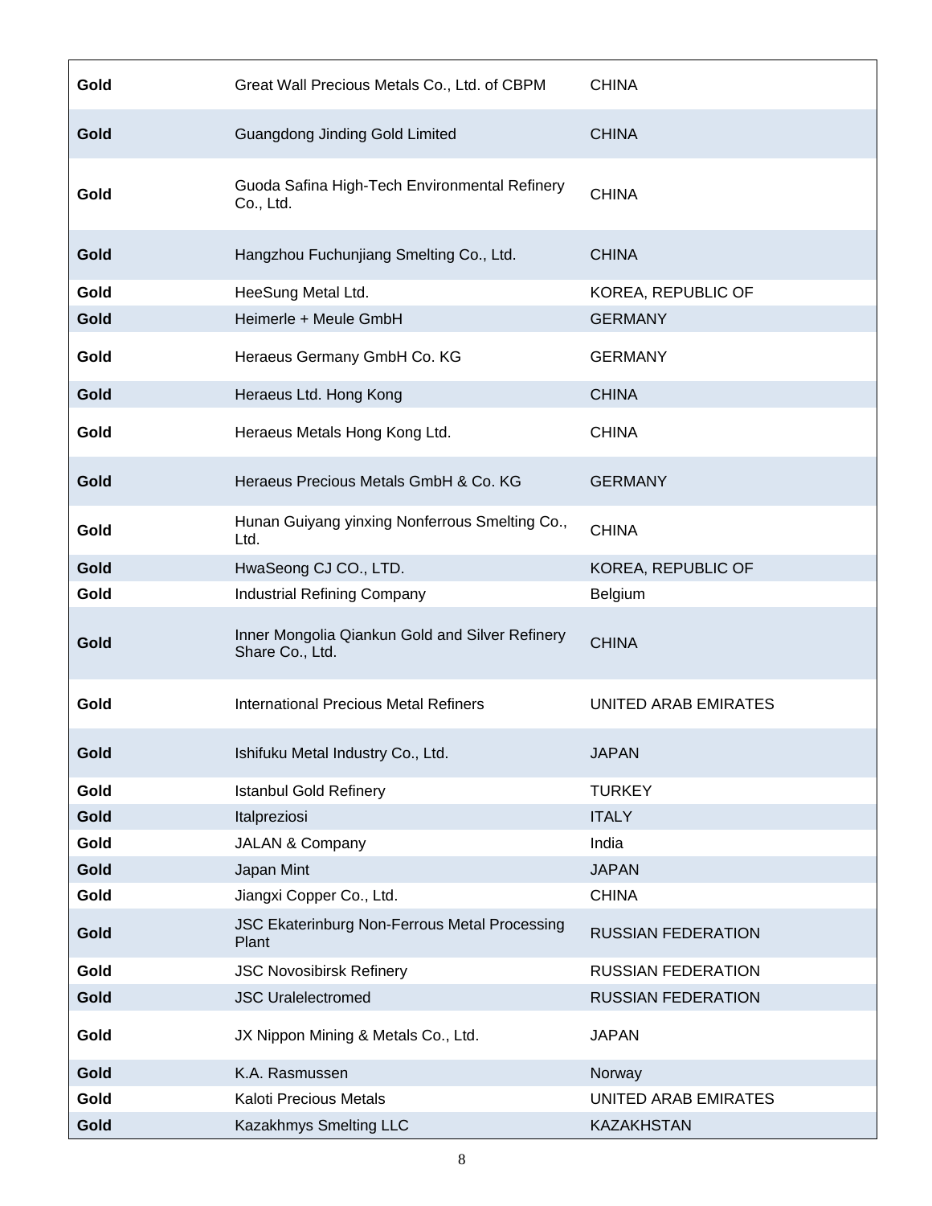| | | |
|---|---|---|
| **Gold** | Great Wall Precious Metals Co., Ltd. of CBPM | CHINA |
| **Gold** | Guangdong Jinding Gold Limited | CHINA |
| **Gold** | Guoda Safina High-Tech Environmental Refinery Co., Ltd. | CHINA |
| **Gold** | Hangzhou Fuchunjiang Smelting Co., Ltd. | CHINA |
| **Gold** | HeeSung Metal Ltd. | KOREA, REPUBLIC OF |
| **Gold** | Heimerle + Meule GmbH | GERMANY |
| **Gold** | Heraeus Germany GmbH Co. KG | GERMANY |
| **Gold** | Heraeus Ltd. Hong Kong | CHINA |
| **Gold** | Heraeus Metals Hong Kong Ltd. | CHINA |
| **Gold** | Heraeus Precious Metals GmbH & Co. KG | GERMANY |
| **Gold** | Hunan Guiyang yinxing Nonferrous Smelting Co., Ltd. | CHINA |
| **Gold** | HwaSeong CJ CO., LTD. | KOREA, REPUBLIC OF |
| **Gold** | Industrial Refining Company | Belgium |
| **Gold** | Inner Mongolia Qiankun Gold and Silver Refinery Share Co., Ltd. | CHINA |
| **Gold** | International Precious Metal Refiners | UNITED ARAB EMIRATES |
| **Gold** | Ishifuku Metal Industry Co., Ltd. | JAPAN |
| **Gold** | Istanbul Gold Refinery | TURKEY |
| **Gold** | Italpreziosi | ITALY |
| **Gold** | JALAN & Company | India |
| **Gold** | Japan Mint | JAPAN |
| **Gold** | Jiangxi Copper Co., Ltd. | CHINA |
| **Gold** | JSC Ekaterinburg Non-Ferrous Metal Processing Plant | RUSSIAN FEDERATION |
| **Gold** | JSC Novosibirsk Refinery | RUSSIAN FEDERATION |
| **Gold** | JSC Uralelectromed | RUSSIAN FEDERATION |
| **Gold** | JX Nippon Mining & Metals Co., Ltd. | JAPAN |
| **Gold** | K.A. Rasmussen | Norway |
| **Gold** | Kaloti Precious Metals | UNITED ARAB EMIRATES |
| **Gold** | Kazakhmys Smelting LLC | KAZAKHSTAN |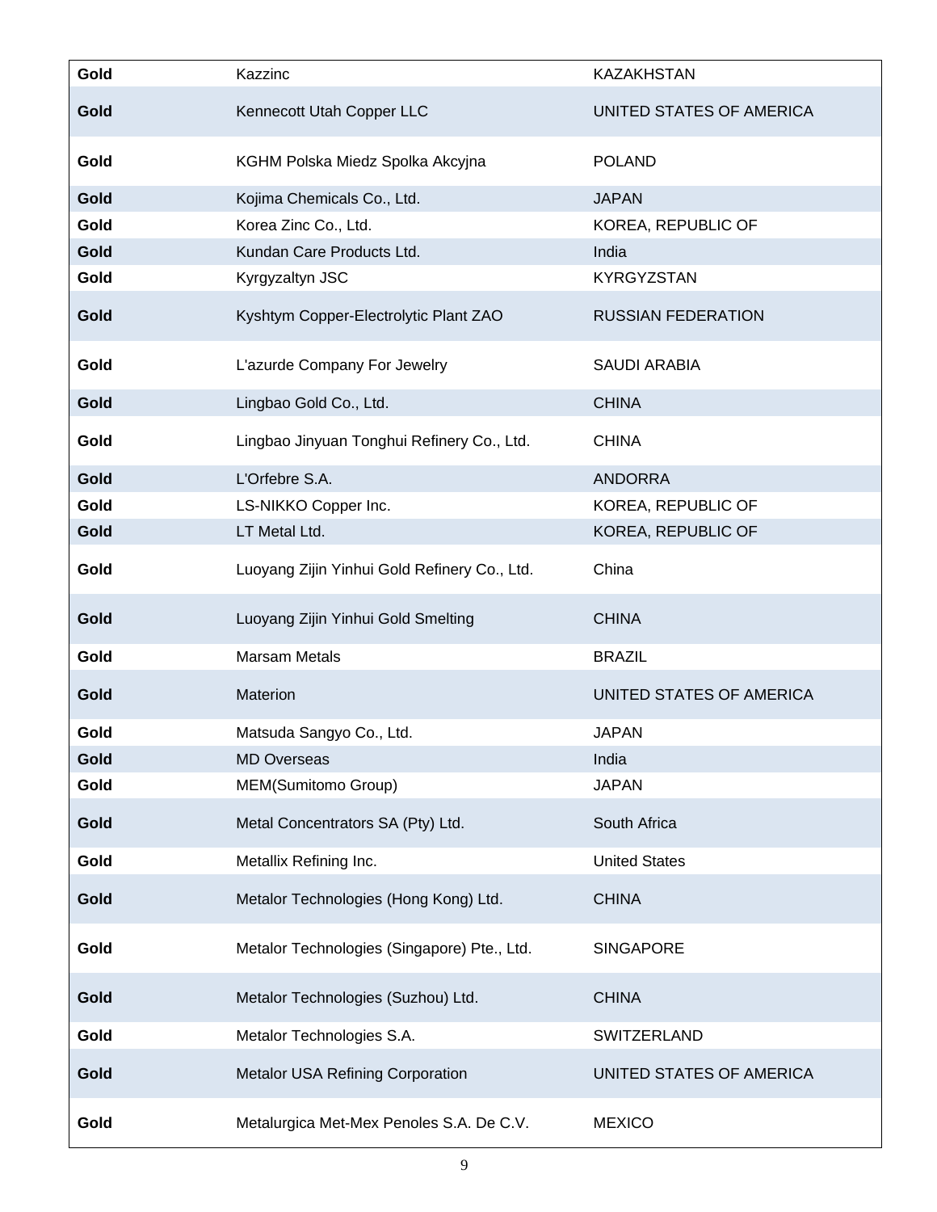| | | |
|---|---|---|
| **Gold** | Kazzinc | KAZAKHSTAN |
| **Gold** | Kennecott Utah Copper LLC | UNITED STATES OF AMERICA |
| **Gold** | KGHM Polska Miedz Spolka Akcyjna | POLAND |
| **Gold** | Kojima Chemicals Co., Ltd. | JAPAN |
| **Gold** | Korea Zinc Co., Ltd. | KOREA, REPUBLIC OF |
| **Gold** | Kundan Care Products Ltd. | India |
| **Gold** | Kyrgyzaltyn JSC | KYRGYZSTAN |
| **Gold** | Kyshtym Copper-Electrolytic Plant ZAO | RUSSIAN FEDERATION |
| **Gold** | L'azurde Company For Jewelry | SAUDI ARABIA |
| **Gold** | Lingbao Gold Co., Ltd. | CHINA |
| **Gold** | Lingbao Jinyuan Tonghui Refinery Co., Ltd. | CHINA |
| **Gold** | L'Orfebre S.A. | ANDORRA |
| **Gold** | LS-NIKKO Copper Inc. | KOREA, REPUBLIC OF |
| **Gold** | LT Metal Ltd. | KOREA, REPUBLIC OF |
| **Gold** | Luoyang Zijin Yinhui Gold Refinery Co., Ltd. | China |
| **Gold** | Luoyang Zijin Yinhui Gold Smelting | CHINA |
| **Gold** | Marsam Metals | BRAZIL |
| **Gold** | Materion | UNITED STATES OF AMERICA |
| **Gold** | Matsuda Sangyo Co., Ltd. | JAPAN |
| **Gold** | MD Overseas | India |
| **Gold** | MEM(Sumitomo Group) | JAPAN |
| **Gold** | Metal Concentrators SA (Pty) Ltd. | South Africa |
| **Gold** | Metallix Refining Inc. | United States |
| **Gold** | Metalor Technologies (Hong Kong) Ltd. | CHINA |
| **Gold** | Metalor Technologies (Singapore) Pte., Ltd. | SINGAPORE |
| **Gold** | Metalor Technologies (Suzhou) Ltd. | CHINA |
| **Gold** | Metalor Technologies S.A. | SWITZERLAND |
| **Gold** | Metalor USA Refining Corporation | UNITED STATES OF AMERICA |
| **Gold** | Metalurgica Met-Mex Penoles S.A. De C.V. | MEXICO |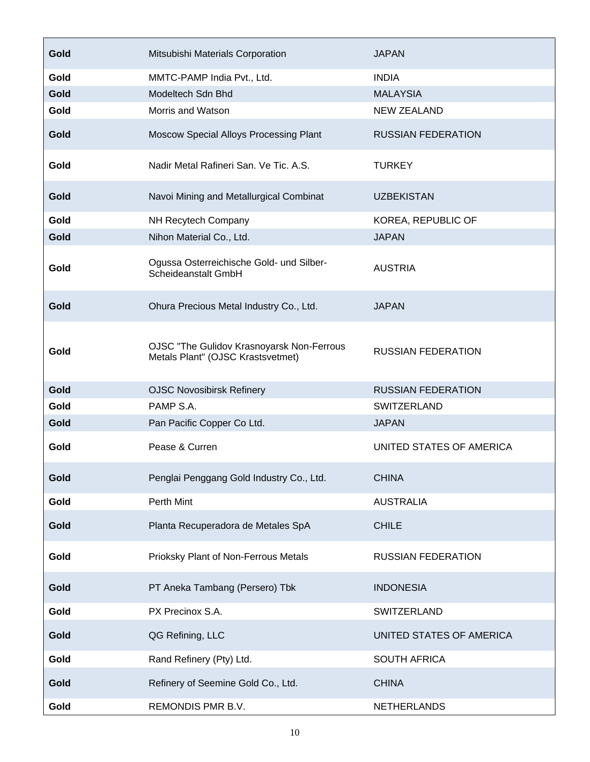| Gold | Mitsubishi Materials Corporation | JAPAN |
|---|---|---|
| Gold | MMTC-PAMP India Pvt., Ltd. | INDIA |
| Gold | Modeltech Sdn Bhd | MALAYSIA |
| Gold | Morris and Watson | NEW ZEALAND |
| Gold | Moscow Special Alloys Processing Plant | RUSSIAN FEDERATION |
| Gold | Nadir Metal Rafineri San. Ve Tic. A.S. | TURKEY |
| Gold | Navoi Mining and Metallurgical Combinat | UZBEKISTAN |
| Gold | NH Recytech Company | KOREA, REPUBLIC OF |
| Gold | Nihon Material Co., Ltd. | JAPAN |
| Gold | Ogussa Osterreichische Gold- und Silber-Scheideanstalt GmbH | AUSTRIA |
| Gold | Ohura Precious Metal Industry Co., Ltd. | JAPAN |
| Gold | OJSC "The Gulidov Krasnoyarsk Non-Ferrous Metals Plant" (OJSC Krastsvetmet) | RUSSIAN FEDERATION |
| Gold | OJSC Novosibirsk Refinery | RUSSIAN FEDERATION |
| Gold | PAMP S.A. | SWITZERLAND |
| Gold | Pan Pacific Copper Co Ltd. | JAPAN |
| Gold | Pease & Curren | UNITED STATES OF AMERICA |
| Gold | Penglai Penggang Gold Industry Co., Ltd. | CHINA |
| Gold | Perth Mint | AUSTRALIA |
| Gold | Planta Recuperadora de Metales SpA | CHILE |
| Gold | Prioksky Plant of Non-Ferrous Metals | RUSSIAN FEDERATION |
| Gold | PT Aneka Tambang (Persero) Tbk | INDONESIA |
| Gold | PX Precinox S.A. | SWITZERLAND |
| Gold | QG Refining, LLC | UNITED STATES OF AMERICA |
| Gold | Rand Refinery (Pty) Ltd. | SOUTH AFRICA |
| Gold | Refinery of Seemine Gold Co., Ltd. | CHINA |
| Gold | REMONDIS PMR B.V. | NETHERLANDS |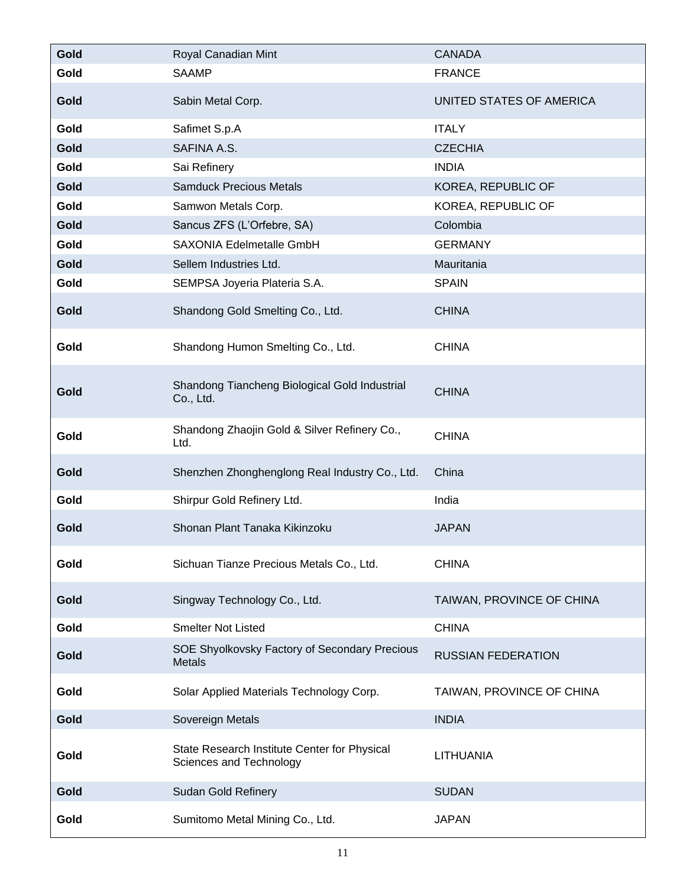| Gold | Royal Canadian Mint | CANADA |
|---|---|---|
| Gold | SAAMP | FRANCE |
| Gold | Sabin Metal Corp. | UNITED STATES OF AMERICA |
| Gold | Safimet S.p.A | ITALY |
| Gold | SAFINA A.S. | CZECHIA |
| Gold | Sai Refinery | INDIA |
| Gold | Samduck Precious Metals | KOREA, REPUBLIC OF |
| Gold | Samwon Metals Corp. | KOREA, REPUBLIC OF |
| Gold | Sancus ZFS (L'Orfebre, SA) | Colombia |
| Gold | SAXONIA Edelmetalle GmbH | GERMANY |
| Gold | Sellem Industries Ltd. | Mauritania |
| Gold | SEMPSA Joyeria Plateria S.A. | SPAIN |
| Gold | Shandong Gold Smelting Co., Ltd. | CHINA |
| Gold | Shandong Humon Smelting Co., Ltd. | CHINA |
| Gold | Shandong Tiancheng Biological Gold Industrial Co., Ltd. | CHINA |
| Gold | Shandong Zhaojin Gold & Silver Refinery Co., Ltd. | CHINA |
| Gold | Shenzhen Zhonghenglong Real Industry Co., Ltd. | China |
| Gold | Shirpur Gold Refinery Ltd. | India |
| Gold | Shonan Plant Tanaka Kikinzoku | JAPAN |
| Gold | Sichuan Tianze Precious Metals Co., Ltd. | CHINA |
| Gold | Singway Technology Co., Ltd. | TAIWAN, PROVINCE OF CHINA |
| Gold | Smelter Not Listed | CHINA |
| Gold | SOE Shyolkovsky Factory of Secondary Precious Metals | RUSSIAN FEDERATION |
| Gold | Solar Applied Materials Technology Corp. | TAIWAN, PROVINCE OF CHINA |
| Gold | Sovereign Metals | INDIA |
| Gold | State Research Institute Center for Physical Sciences and Technology | LITHUANIA |
| Gold | Sudan Gold Refinery | SUDAN |
| Gold | Sumitomo Metal Mining Co., Ltd. | JAPAN |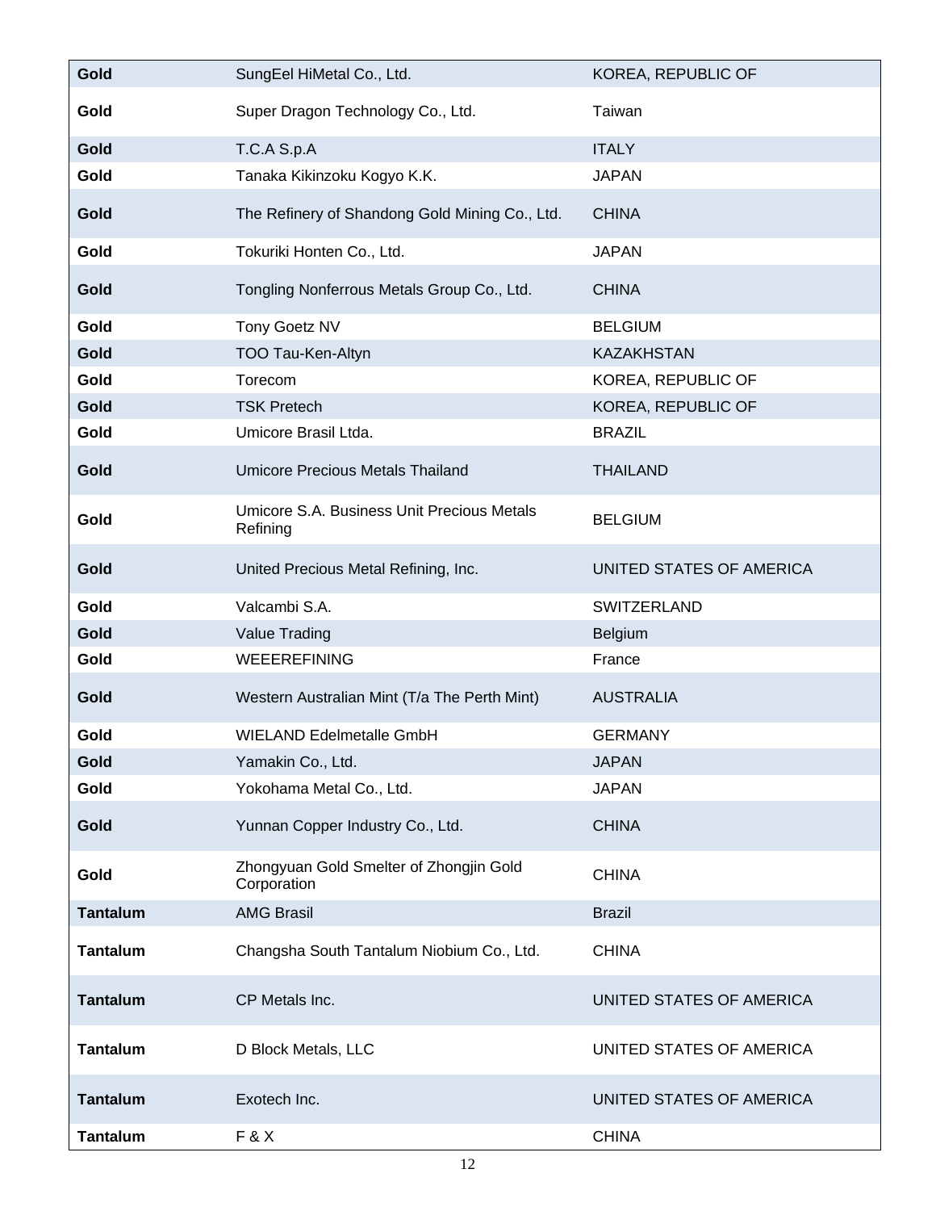| | | |
|---|---|---|
| **Gold** | SungEel HiMetal Co., Ltd. | KOREA, REPUBLIC OF |
| **Gold** | Super Dragon Technology Co., Ltd. | Taiwan |
| **Gold** | T.C.A S.p.A | ITALY |
| **Gold** | Tanaka Kikinzoku Kogyo K.K. | JAPAN |
| **Gold** | The Refinery of Shandong Gold Mining Co., Ltd. | CHINA |
| **Gold** | Tokuriki Honten Co., Ltd. | JAPAN |
| **Gold** | Tongling Nonferrous Metals Group Co., Ltd. | CHINA |
| **Gold** | Tony Goetz NV | BELGIUM |
| **Gold** | TOO Tau-Ken-Altyn | KAZAKHSTAN |
| **Gold** | Torecom | KOREA, REPUBLIC OF |
| **Gold** | TSK Pretech | KOREA, REPUBLIC OF |
| **Gold** | Umicore Brasil Ltda. | BRAZIL |
| **Gold** | Umicore Precious Metals Thailand | THAILAND |
| **Gold** | Umicore S.A. Business Unit Precious Metals Refining | BELGIUM |
| **Gold** | United Precious Metal Refining, Inc. | UNITED STATES OF AMERICA |
| **Gold** | Valcambi S.A. | SWITZERLAND |
| **Gold** | Value Trading | Belgium |
| **Gold** | WEEEREFINING | France |
| **Gold** | Western Australian Mint (T/a The Perth Mint) | AUSTRALIA |
| **Gold** | WIELAND Edelmetalle GmbH | GERMANY |
| **Gold** | Yamakin Co., Ltd. | JAPAN |
| **Gold** | Yokohama Metal Co., Ltd. | JAPAN |
| **Gold** | Yunnan Copper Industry Co., Ltd. | CHINA |
| **Gold** | Zhongyuan Gold Smelter of Zhongjin Gold Corporation | CHINA |
| **Tantalum** | AMG Brasil | Brazil |
| **Tantalum** | Changsha South Tantalum Niobium Co., Ltd. | CHINA |
| **Tantalum** | CP Metals Inc. | UNITED STATES OF AMERICA |
| **Tantalum** | D Block Metals, LLC | UNITED STATES OF AMERICA |
| **Tantalum** | Exotech Inc. | UNITED STATES OF AMERICA |
| **Tantalum** | F & X | CHINA |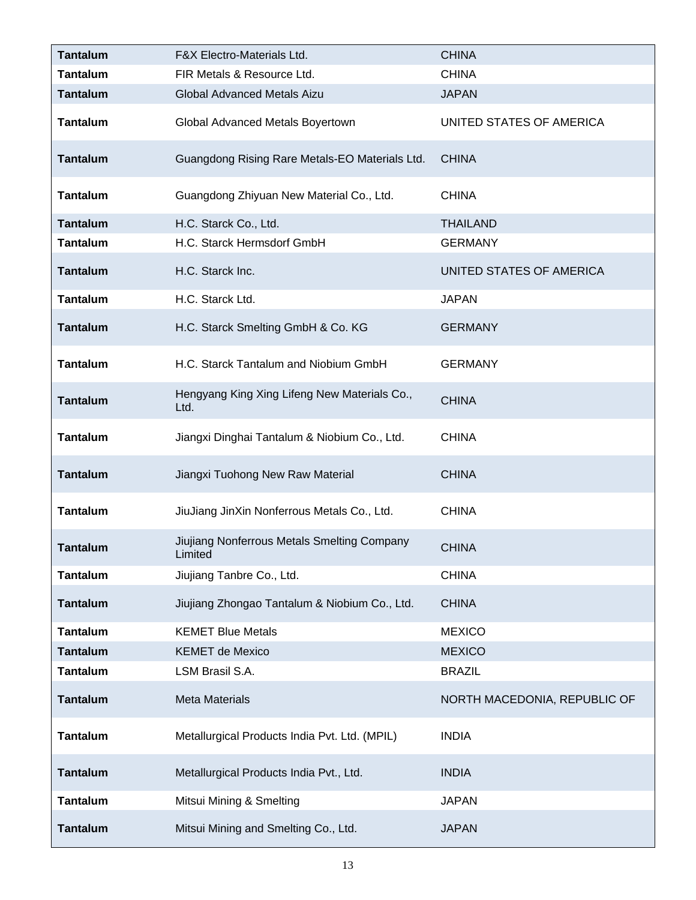| Tantalum | F&X Electro-Materials Ltd. | CHINA |
|---|---|---|
| **Tantalum** | FIR Metals & Resource Ltd. | CHINA |
| **Tantalum** | Global Advanced Metals Aizu | JAPAN |
| **Tantalum** | Global Advanced Metals Boyertown | UNITED STATES OF AMERICA |
| **Tantalum** | Guangdong Rising Rare Metals-EO Materials Ltd. | CHINA |
| **Tantalum** | Guangdong Zhiyuan New Material Co., Ltd. | CHINA |
| **Tantalum** | H.C. Starck Co., Ltd. | THAILAND |
| **Tantalum** | H.C. Starck Hermsdorf GmbH | GERMANY |
| **Tantalum** | H.C. Starck Inc. | UNITED STATES OF AMERICA |
| **Tantalum** | H.C. Starck Ltd. | JAPAN |
| **Tantalum** | H.C. Starck Smelting GmbH & Co. KG | GERMANY |
| **Tantalum** | H.C. Starck Tantalum and Niobium GmbH | GERMANY |
| **Tantalum** | Hengyang King Xing Lifeng New Materials Co., Ltd. | CHINA |
| **Tantalum** | Jiangxi Dinghai Tantalum & Niobium Co., Ltd. | CHINA |
| **Tantalum** | Jiangxi Tuohong New Raw Material | CHINA |
| **Tantalum** | JiuJiang JinXin Nonferrous Metals Co., Ltd. | CHINA |
| **Tantalum** | Jiujiang Nonferrous Metals Smelting Company Limited | CHINA |
| **Tantalum** | Jiujiang Tanbre Co., Ltd. | CHINA |
| **Tantalum** | Jiujiang Zhongao Tantalum & Niobium Co., Ltd. | CHINA |
| **Tantalum** | KEMET Blue Metals | MEXICO |
| **Tantalum** | KEMET de Mexico | MEXICO |
| **Tantalum** | LSM Brasil S.A. | BRAZIL |
| **Tantalum** | Meta Materials | NORTH MACEDONIA, REPUBLIC OF |
| **Tantalum** | Metallurgical Products India Pvt. Ltd. (MPIL) | INDIA |
| **Tantalum** | Metallurgical Products India Pvt., Ltd. | INDIA |
| **Tantalum** | Mitsui Mining & Smelting | JAPAN |
| **Tantalum** | Mitsui Mining and Smelting Co., Ltd. | JAPAN |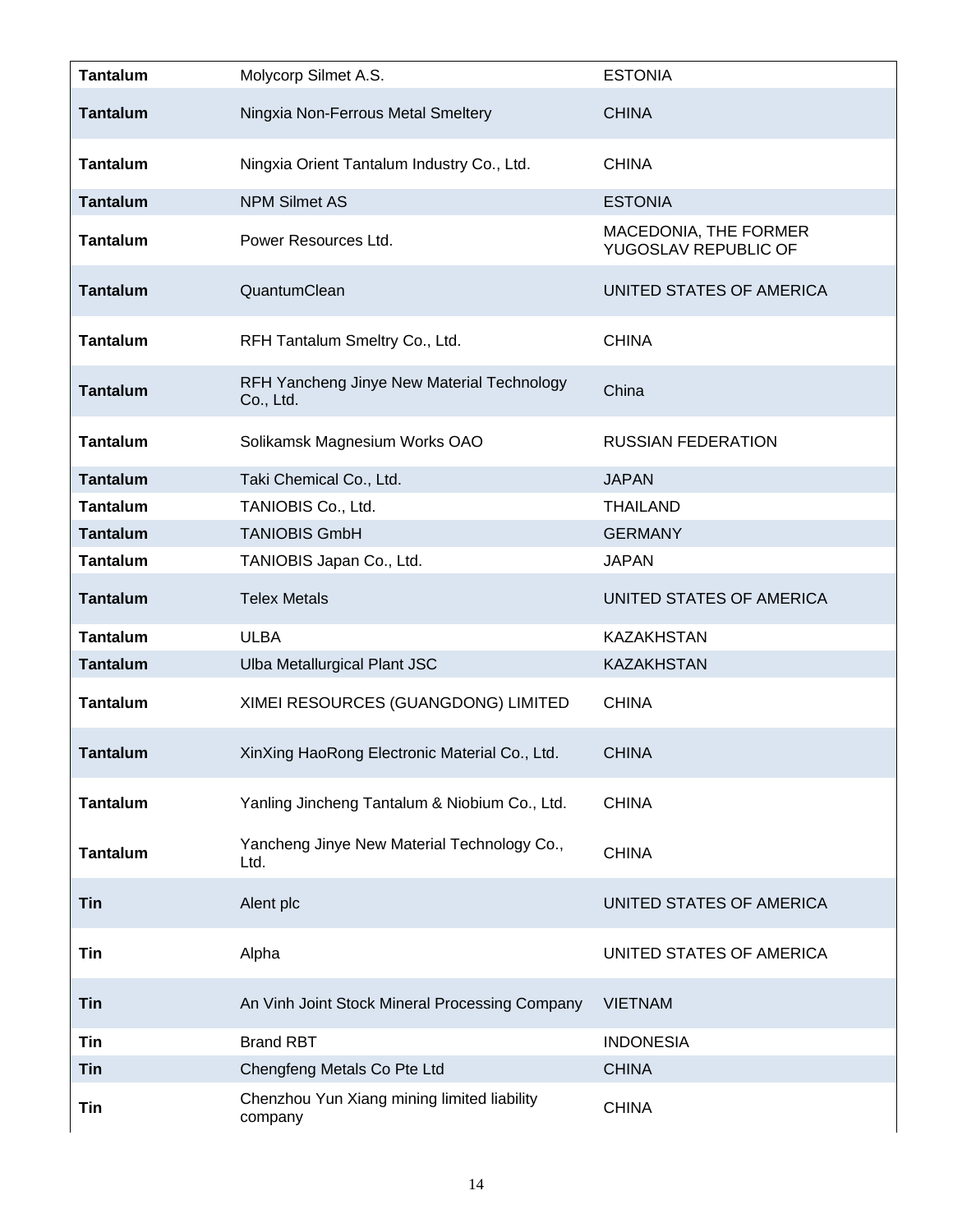| | | |
|---|---|---|
| **Tantalum** | Molycorp Silmet A.S. | ESTONIA |
| **Tantalum** | Ningxia Non-Ferrous Metal Smeltery | CHINA |
| **Tantalum** | Ningxia Orient Tantalum Industry Co., Ltd. | CHINA |
| **Tantalum** | NPM Silmet AS | ESTONIA |
| **Tantalum** | Power Resources Ltd. | MACEDONIA, THE FORMER YUGOSLAV REPUBLIC OF |
| **Tantalum** | QuantumClean | UNITED STATES OF AMERICA |
| **Tantalum** | RFH Tantalum Smeltry Co., Ltd. | CHINA |
| **Tantalum** | RFH Yancheng Jinye New Material Technology Co., Ltd. | China |
| **Tantalum** | Solikamsk Magnesium Works OAO | RUSSIAN FEDERATION |
| **Tantalum** | Taki Chemical Co., Ltd. | JAPAN |
| **Tantalum** | TANIOBIS Co., Ltd. | THAILAND |
| **Tantalum** | TANIOBIS GmbH | GERMANY |
| **Tantalum** | TANIOBIS Japan Co., Ltd. | JAPAN |
| **Tantalum** | Telex Metals | UNITED STATES OF AMERICA |
| **Tantalum** | ULBA | KAZAKHSTAN |
| **Tantalum** | Ulba Metallurgical Plant JSC | KAZAKHSTAN |
| **Tantalum** | XIMEI RESOURCES (GUANGDONG) LIMITED | CHINA |
| **Tantalum** | XinXing HaoRong Electronic Material Co., Ltd. | CHINA |
| **Tantalum** | Yanling Jincheng Tantalum & Niobium Co., Ltd. | CHINA |
| **Tantalum** | Yancheng Jinye New Material Technology Co., Ltd. | CHINA |
| **Tin** | Alent plc | UNITED STATES OF AMERICA |
| **Tin** | Alpha | UNITED STATES OF AMERICA |
| **Tin** | An Vinh Joint Stock Mineral Processing Company | VIETNAM |
| **Tin** | Brand RBT | INDONESIA |
| **Tin** | Chengfeng Metals Co Pte Ltd | CHINA |
| **Tin** | Chenzhou Yun Xiang mining limited liability company | CHINA |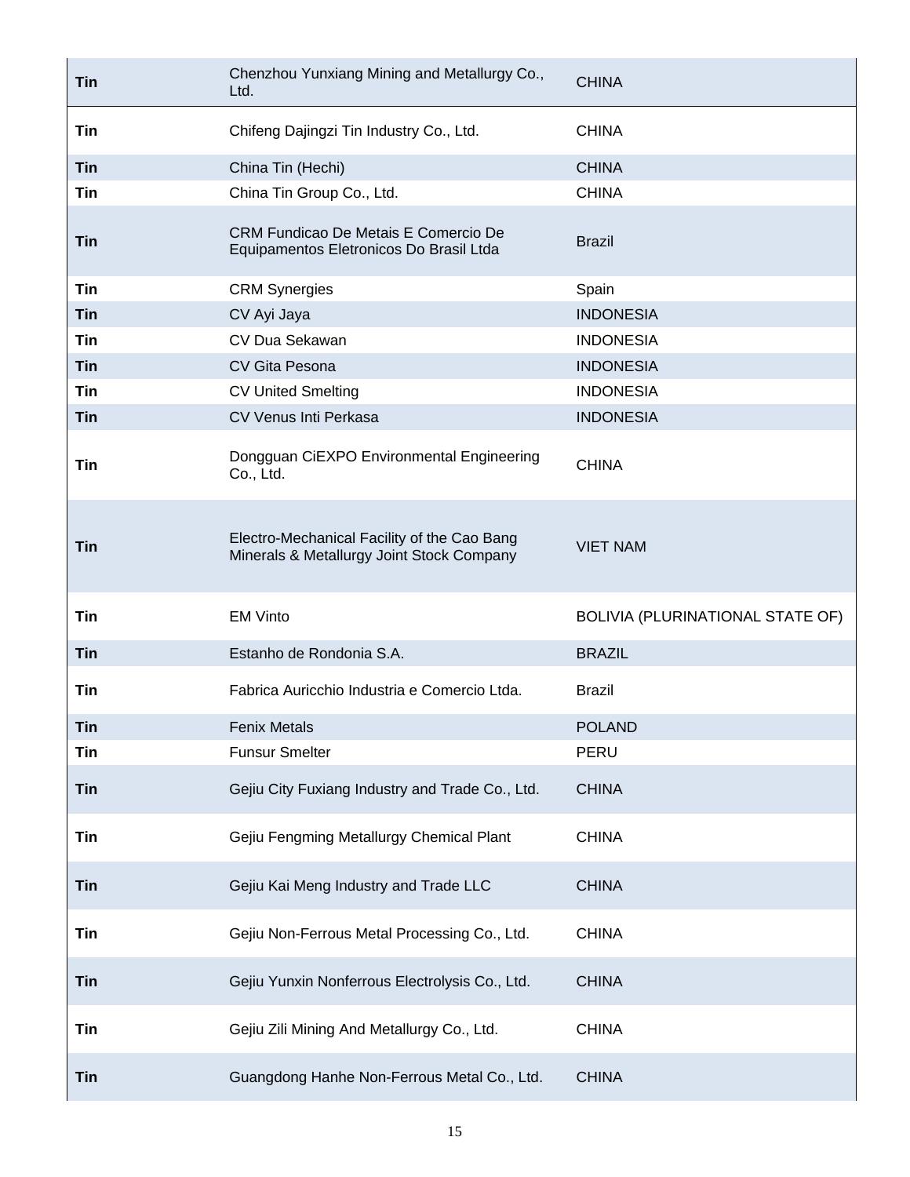| Tin | Chenzhou Yunxiang Mining and Metallurgy Co., Ltd. | CHINA |
|---|---|---|
| Tin | Chifeng Dajingzi Tin Industry Co., Ltd. | CHINA |
| Tin | China Tin (Hechi) | CHINA |
| Tin | China Tin Group Co., Ltd. | CHINA |
| Tin | CRM Fundicao De Metais E Comercio De Equipamentos Eletronicos Do Brasil Ltda | Brazil |
| Tin | CRM Synergies | Spain |
| Tin | CV Ayi Jaya | INDONESIA |
| Tin | CV Dua Sekawan | INDONESIA |
| Tin | CV Gita Pesona | INDONESIA |
| Tin | CV United Smelting | INDONESIA |
| Tin | CV Venus Inti Perkasa | INDONESIA |
| Tin | Dongguan CiEXPO Environmental Engineering Co., Ltd. | CHINA |
| Tin | Electro-Mechanical Facility of the Cao Bang Minerals & Metallurgy Joint Stock Company | VIET NAM |
| Tin | EM Vinto | BOLIVIA (PLURINATIONAL STATE OF) |
| Tin | Estanho de Rondonia S.A. | BRAZIL |
| Tin | Fabrica Auricchio Industria e Comercio Ltda. | Brazil |
| Tin | Fenix Metals | POLAND |
| Tin | Funsur Smelter | PERU |
| Tin | Gejiu City Fuxiang Industry and Trade Co., Ltd. | CHINA |
| Tin | Gejiu Fengming Metallurgy Chemical Plant | CHINA |
| Tin | Gejiu Kai Meng Industry and Trade LLC | CHINA |
| Tin | Gejiu Non-Ferrous Metal Processing Co., Ltd. | CHINA |
| Tin | Gejiu Yunxin Nonferrous Electrolysis Co., Ltd. | CHINA |
| Tin | Gejiu Zili Mining And Metallurgy Co., Ltd. | CHINA |
| Tin | Guangdong Hanhe Non-Ferrous Metal Co., Ltd. | CHINA |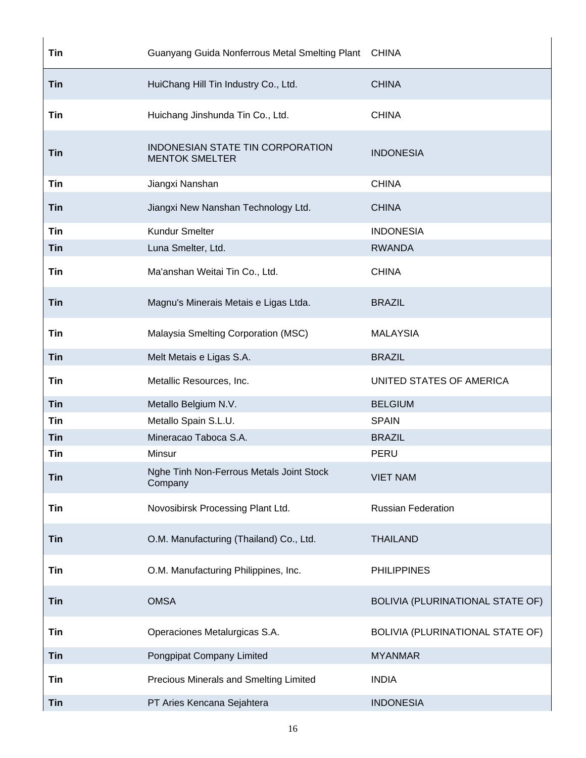| | | |
|---|---|---|
| **Tin** | Guanyang Guida Nonferrous Metal Smelting Plant | CHINA |
| **Tin** | HuiChang Hill Tin Industry Co., Ltd. | CHINA |
| **Tin** | Huichang Jinshunda Tin Co., Ltd. | CHINA |
| **Tin** | INDONESIAN STATE TIN CORPORATION MENTOK SMELTER | INDONESIA |
| **Tin** | Jiangxi Nanshan | CHINA |
| **Tin** | Jiangxi New Nanshan Technology Ltd. | CHINA |
| **Tin** | Kundur Smelter | INDONESIA |
| **Tin** | Luna Smelter, Ltd. | RWANDA |
| **Tin** | Ma'anshan Weitai Tin Co., Ltd. | CHINA |
| **Tin** | Magnu's Minerais Metais e Ligas Ltda. | BRAZIL |
| **Tin** | Malaysia Smelting Corporation (MSC) | MALAYSIA |
| **Tin** | Melt Metais e Ligas S.A. | BRAZIL |
| **Tin** | Metallic Resources, Inc. | UNITED STATES OF AMERICA |
| **Tin** | Metallo Belgium N.V. | BELGIUM |
| **Tin** | Metallo Spain S.L.U. | SPAIN |
| **Tin** | Mineracao Taboca S.A. | BRAZIL |
| **Tin** | Minsur | PERU |
| **Tin** | Nghe Tinh Non-Ferrous Metals Joint Stock Company | VIET NAM |
| **Tin** | Novosibirsk Processing Plant Ltd. | Russian Federation |
| **Tin** | O.M. Manufacturing (Thailand) Co., Ltd. | THAILAND |
| **Tin** | O.M. Manufacturing Philippines, Inc. | PHILIPPINES |
| **Tin** | OMSA | BOLIVIA (PLURINATIONAL STATE OF) |
| **Tin** | Operaciones Metalurgicas S.A. | BOLIVIA (PLURINATIONAL STATE OF) |
| **Tin** | Pongpipat Company Limited | MYANMAR |
| **Tin** | Precious Minerals and Smelting Limited | INDIA |
| **Tin** | PT Aries Kencana Sejahtera | INDONESIA |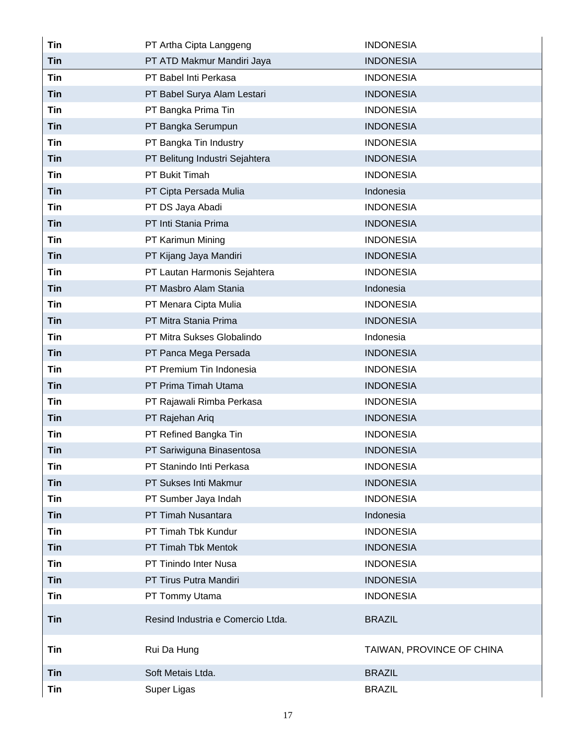| | | |
|---|---|---|
| **Tin** | PT Artha Cipta Langgeng | INDONESIA |
| **Tin** | PT ATD Makmur Mandiri Jaya | INDONESIA |
| **Tin** | PT Babel Inti Perkasa | INDONESIA |
| **Tin** | PT Babel Surya Alam Lestari | INDONESIA |
| **Tin** | PT Bangka Prima Tin | INDONESIA |
| **Tin** | PT Bangka Serumpun | INDONESIA |
| **Tin** | PT Bangka Tin Industry | INDONESIA |
| **Tin** | PT Belitung Industri Sejahtera | INDONESIA |
| **Tin** | PT Bukit Timah | INDONESIA |
| **Tin** | PT Cipta Persada Mulia | Indonesia |
| **Tin** | PT DS Jaya Abadi | INDONESIA |
| **Tin** | PT Inti Stania Prima | INDONESIA |
| **Tin** | PT Karimun Mining | INDONESIA |
| **Tin** | PT Kijang Jaya Mandiri | INDONESIA |
| **Tin** | PT Lautan Harmonis Sejahtera | INDONESIA |
| **Tin** | PT Masbro Alam Stania | Indonesia |
| **Tin** | PT Menara Cipta Mulia | INDONESIA |
| **Tin** | PT Mitra Stania Prima | INDONESIA |
| **Tin** | PT Mitra Sukses Globalindo | Indonesia |
| **Tin** | PT Panca Mega Persada | INDONESIA |
| **Tin** | PT Premium Tin Indonesia | INDONESIA |
| **Tin** | PT Prima Timah Utama | INDONESIA |
| **Tin** | PT Rajawali Rimba Perkasa | INDONESIA |
| **Tin** | PT Rajehan Ariq | INDONESIA |
| **Tin** | PT Refined Bangka Tin | INDONESIA |
| **Tin** | PT Sariwiguna Binasentosa | INDONESIA |
| **Tin** | PT Stanindo Inti Perkasa | INDONESIA |
| **Tin** | PT Sukses Inti Makmur | INDONESIA |
| **Tin** | PT Sumber Jaya Indah | INDONESIA |
| **Tin** | PT Timah Nusantara | Indonesia |
| **Tin** | PT Timah Tbk Kundur | INDONESIA |
| **Tin** | PT Timah Tbk Mentok | INDONESIA |
| **Tin** | PT Tinindo Inter Nusa | INDONESIA |
| **Tin** | PT Tirus Putra Mandiri | INDONESIA |
| **Tin** | PT Tommy Utama | INDONESIA |
| **Tin** | Resind Industria e Comercio Ltda. | BRAZIL |
| **Tin** | Rui Da Hung | TAIWAN, PROVINCE OF CHINA |
| **Tin** | Soft Metais Ltda. | BRAZIL |
| **Tin** | Super Ligas | BRAZIL |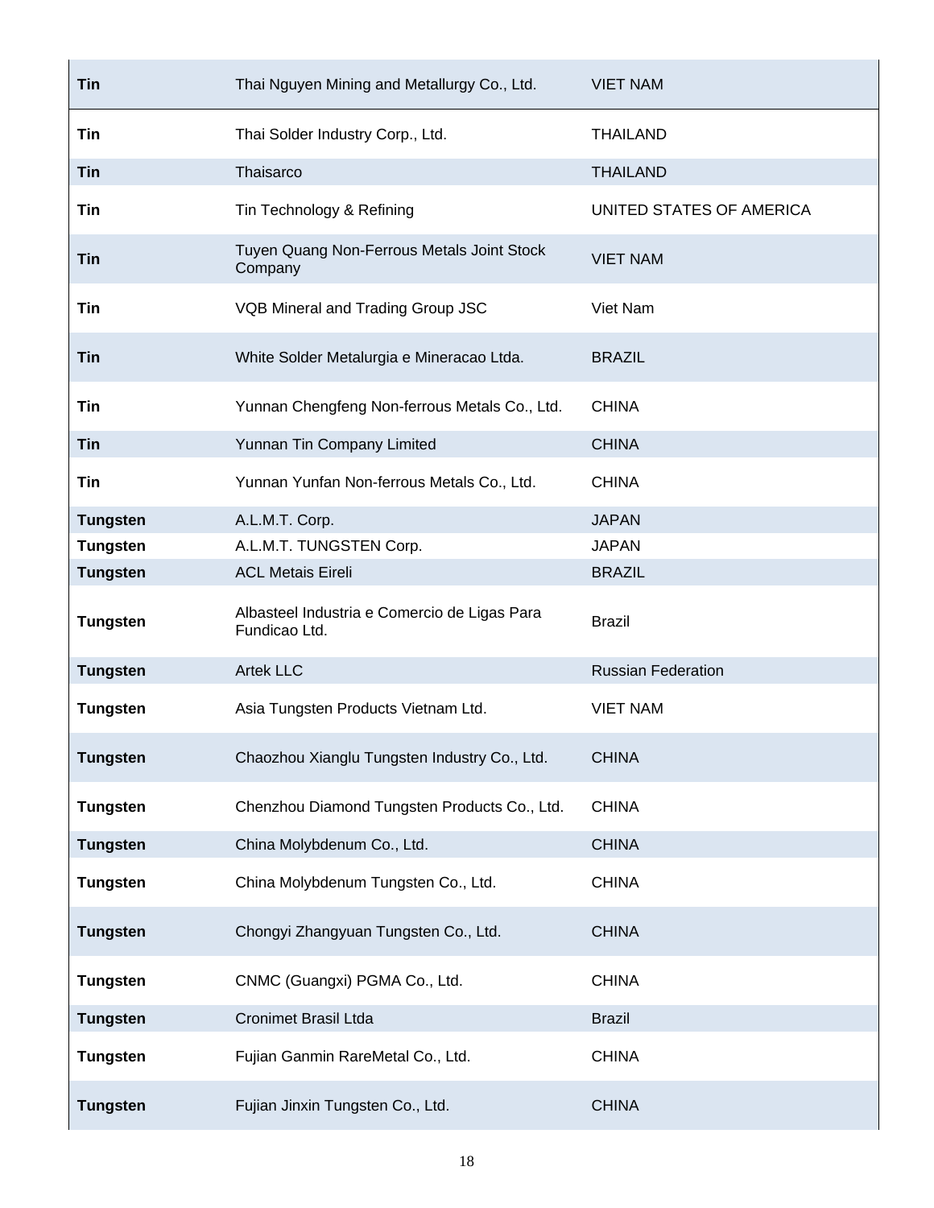| | | |
|---|---|---|
| **Tin** | Thai Nguyen Mining and Metallurgy Co., Ltd. | VIET NAM |
| **Tin** | Thai Solder Industry Corp., Ltd. | THAILAND |
| **Tin** | Thaisarco | THAILAND |
| **Tin** | Tin Technology & Refining | UNITED STATES OF AMERICA |
| **Tin** | Tuyen Quang Non-Ferrous Metals Joint Stock Company | VIET NAM |
| **Tin** | VQB Mineral and Trading Group JSC | Viet Nam |
| **Tin** | White Solder Metalurgia e Mineracao Ltda. | BRAZIL |
| **Tin** | Yunnan Chengfeng Non-ferrous Metals Co., Ltd. | CHINA |
| **Tin** | Yunnan Tin Company Limited | CHINA |
| **Tin** | Yunnan Yunfan Non-ferrous Metals Co., Ltd. | CHINA |
| **Tungsten** | A.L.M.T. Corp. | JAPAN |
| **Tungsten** | A.L.M.T. TUNGSTEN Corp. | JAPAN |
| **Tungsten** | ACL Metais Eireli | BRAZIL |
| **Tungsten** | Albasteel Industria e Comercio de Ligas Para Fundicao Ltd. | Brazil |
| **Tungsten** | Artek LLC | Russian Federation |
| **Tungsten** | Asia Tungsten Products Vietnam Ltd. | VIET NAM |
| **Tungsten** | Chaozhou Xianglu Tungsten Industry Co., Ltd. | CHINA |
| **Tungsten** | Chenzhou Diamond Tungsten Products Co., Ltd. | CHINA |
| **Tungsten** | China Molybdenum Co., Ltd. | CHINA |
| **Tungsten** | China Molybdenum Tungsten Co., Ltd. | CHINA |
| **Tungsten** | Chongyi Zhangyuan Tungsten Co., Ltd. | CHINA |
| **Tungsten** | CNMC (Guangxi) PGMA Co., Ltd. | CHINA |
| **Tungsten** | Cronimet Brasil Ltda | Brazil |
| **Tungsten** | Fujian Ganmin RareMetal Co., Ltd. | CHINA |
| **Tungsten** | Fujian Jinxin Tungsten Co., Ltd. | CHINA |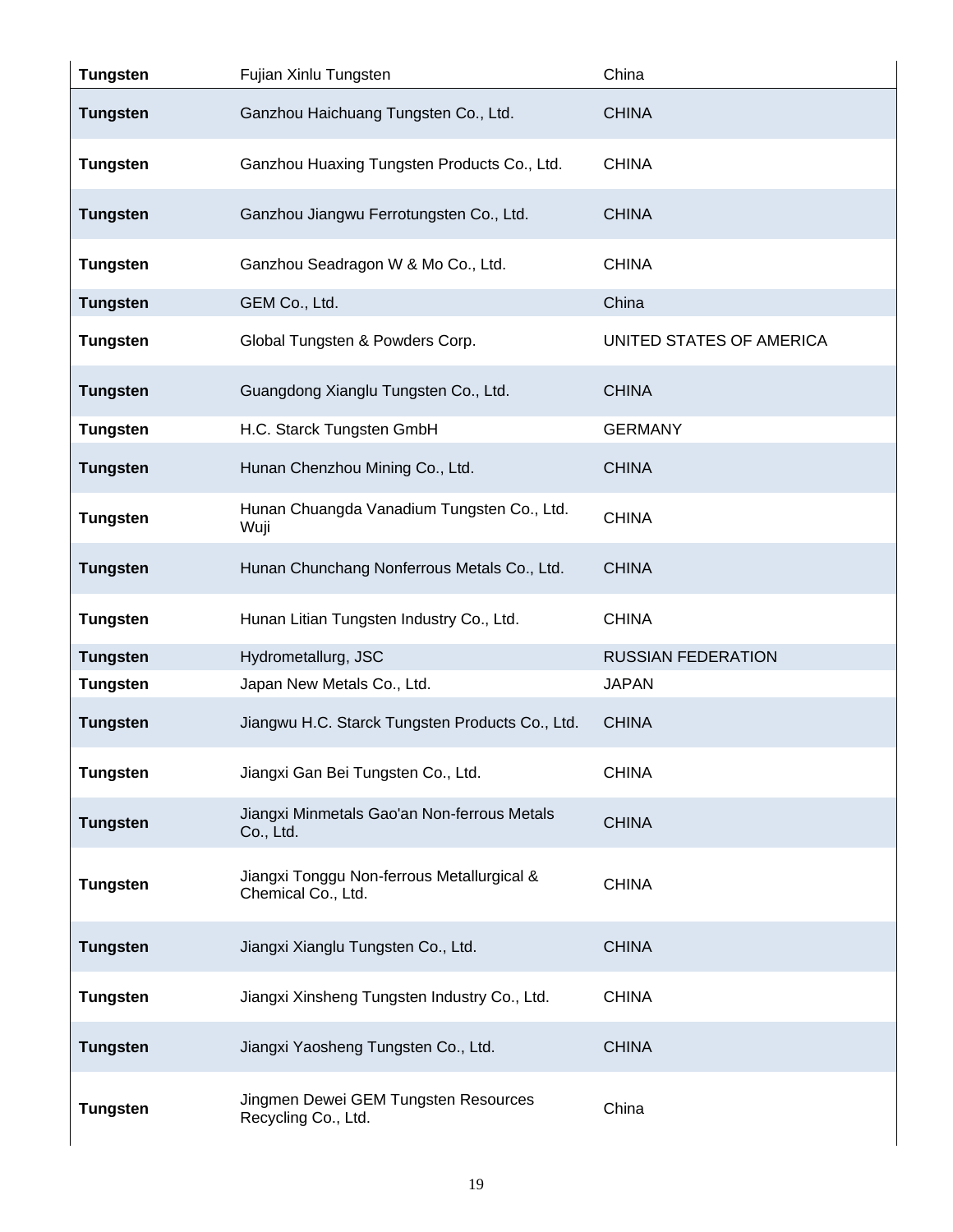| Tungsten | Fujian Xinlu Tungsten | China |
|---|---|---|
| **Tungsten** | Ganzhou Haichuang Tungsten Co., Ltd. | CHINA |
| **Tungsten** | Ganzhou Huaxing Tungsten Products Co., Ltd. | CHINA |
| **Tungsten** | Ganzhou Jiangwu Ferrotungsten Co., Ltd. | CHINA |
| **Tungsten** | Ganzhou Seadragon W & Mo Co., Ltd. | CHINA |
| **Tungsten** | GEM Co., Ltd. | China |
| **Tungsten** | Global Tungsten & Powders Corp. | UNITED STATES OF AMERICA |
| **Tungsten** | Guangdong Xianglu Tungsten Co., Ltd. | CHINA |
| **Tungsten** | H.C. Starck Tungsten GmbH | GERMANY |
| **Tungsten** | Hunan Chenzhou Mining Co., Ltd. | CHINA |
| **Tungsten** | Hunan Chuangda Vanadium Tungsten Co., Ltd. Wuji | CHINA |
| **Tungsten** | Hunan Chunchang Nonferrous Metals Co., Ltd. | CHINA |
| **Tungsten** | Hunan Litian Tungsten Industry Co., Ltd. | CHINA |
| **Tungsten** | Hydrometallurg, JSC | RUSSIAN FEDERATION |
| **Tungsten** | Japan New Metals Co., Ltd. | JAPAN |
| **Tungsten** | Jiangwu H.C. Starck Tungsten Products Co., Ltd. | CHINA |
| **Tungsten** | Jiangxi Gan Bei Tungsten Co., Ltd. | CHINA |
| **Tungsten** | Jiangxi Minmetals Gao'an Non-ferrous Metals Co., Ltd. | CHINA |
| **Tungsten** | Jiangxi Tonggu Non-ferrous Metallurgical & Chemical Co., Ltd. | CHINA |
| **Tungsten** | Jiangxi Xianglu Tungsten Co., Ltd. | CHINA |
| **Tungsten** | Jiangxi Xinsheng Tungsten Industry Co., Ltd. | CHINA |
| **Tungsten** | Jiangxi Yaosheng Tungsten Co., Ltd. | CHINA |
| **Tungsten** | Jingmen Dewei GEM Tungsten Resources Recycling Co., Ltd. | China |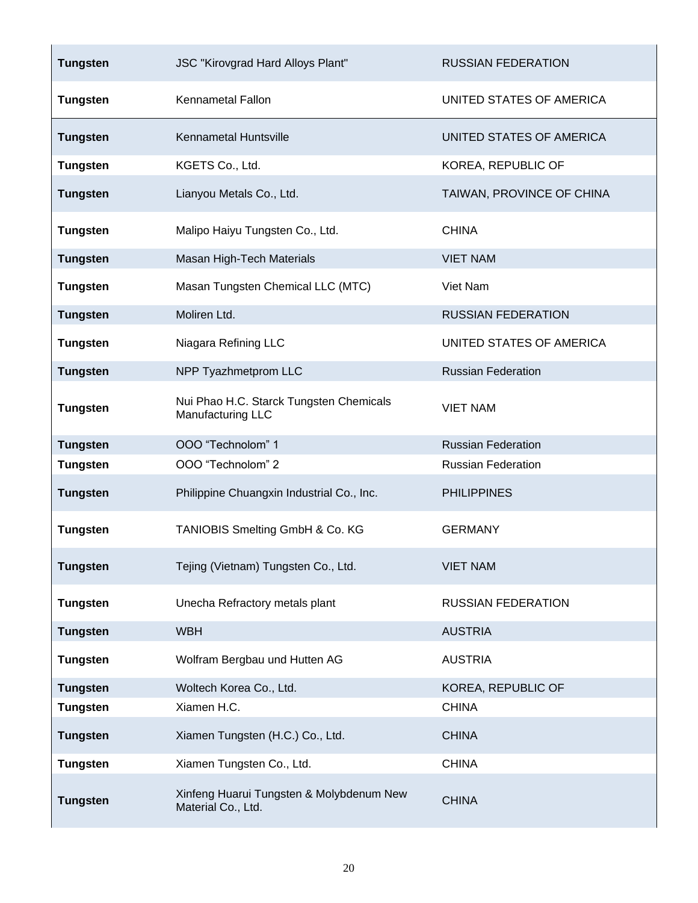| | | |
|---|---|---|
| **Tungsten** | JSC "Kirovgrad Hard Alloys Plant" | RUSSIAN FEDERATION |
| **Tungsten** | Kennametal Fallon | UNITED STATES OF AMERICA |
| **Tungsten** | Kennametal Huntsville | UNITED STATES OF AMERICA |
| **Tungsten** | KGETS Co., Ltd. | KOREA, REPUBLIC OF |
| **Tungsten** | Lianyou Metals Co., Ltd. | TAIWAN, PROVINCE OF CHINA |
| **Tungsten** | Malipo Haiyu Tungsten Co., Ltd. | CHINA |
| **Tungsten** | Masan High-Tech Materials | VIET NAM |
| **Tungsten** | Masan Tungsten Chemical LLC (MTC) | Viet Nam |
| **Tungsten** | Moliren Ltd. | RUSSIAN FEDERATION |
| **Tungsten** | Niagara Refining LLC | UNITED STATES OF AMERICA |
| **Tungsten** | NPP Tyazhmetprom LLC | Russian Federation |
| **Tungsten** | Nui Phao H.C. Starck Tungsten Chemicals Manufacturing LLC | VIET NAM |
| **Tungsten** | OOO "Technolom" 1 | Russian Federation |
| **Tungsten** | OOO "Technolom" 2 | Russian Federation |
| **Tungsten** | Philippine Chuangxin Industrial Co., Inc. | PHILIPPINES |
| **Tungsten** | TANIOBIS Smelting GmbH & Co. KG | GERMANY |
| **Tungsten** | Tejing (Vietnam) Tungsten Co., Ltd. | VIET NAM |
| **Tungsten** | Unecha Refractory metals plant | RUSSIAN FEDERATION |
| **Tungsten** | WBH | AUSTRIA |
| **Tungsten** | Wolfram Bergbau und Hutten AG | AUSTRIA |
| **Tungsten** | Woltech Korea Co., Ltd. | KOREA, REPUBLIC OF |
| **Tungsten** | Xiamen H.C. | CHINA |
| **Tungsten** | Xiamen Tungsten (H.C.) Co., Ltd. | CHINA |
| **Tungsten** | Xiamen Tungsten Co., Ltd. | CHINA |
| **Tungsten** | Xinfeng Huarui Tungsten & Molybdenum New Material Co., Ltd. | CHINA |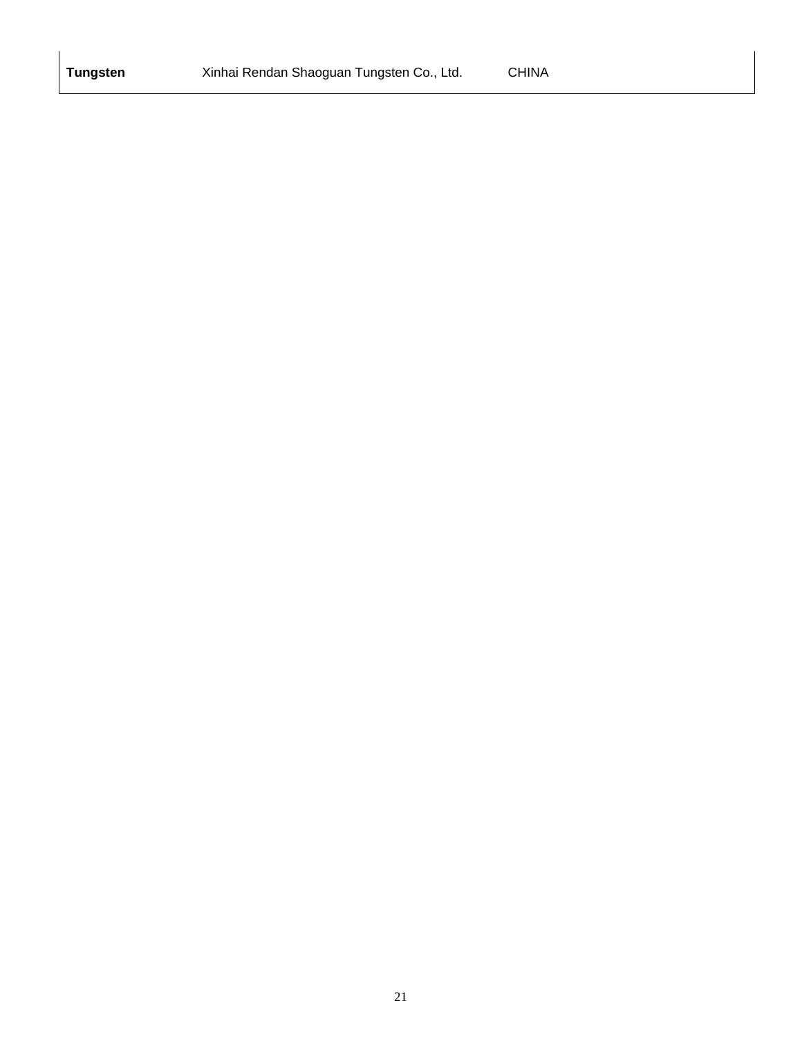| | | |
|---|---|---|
| **Tungsten** | Xinhai Rendan Shaoguan Tungsten Co., Ltd. | CHINA |